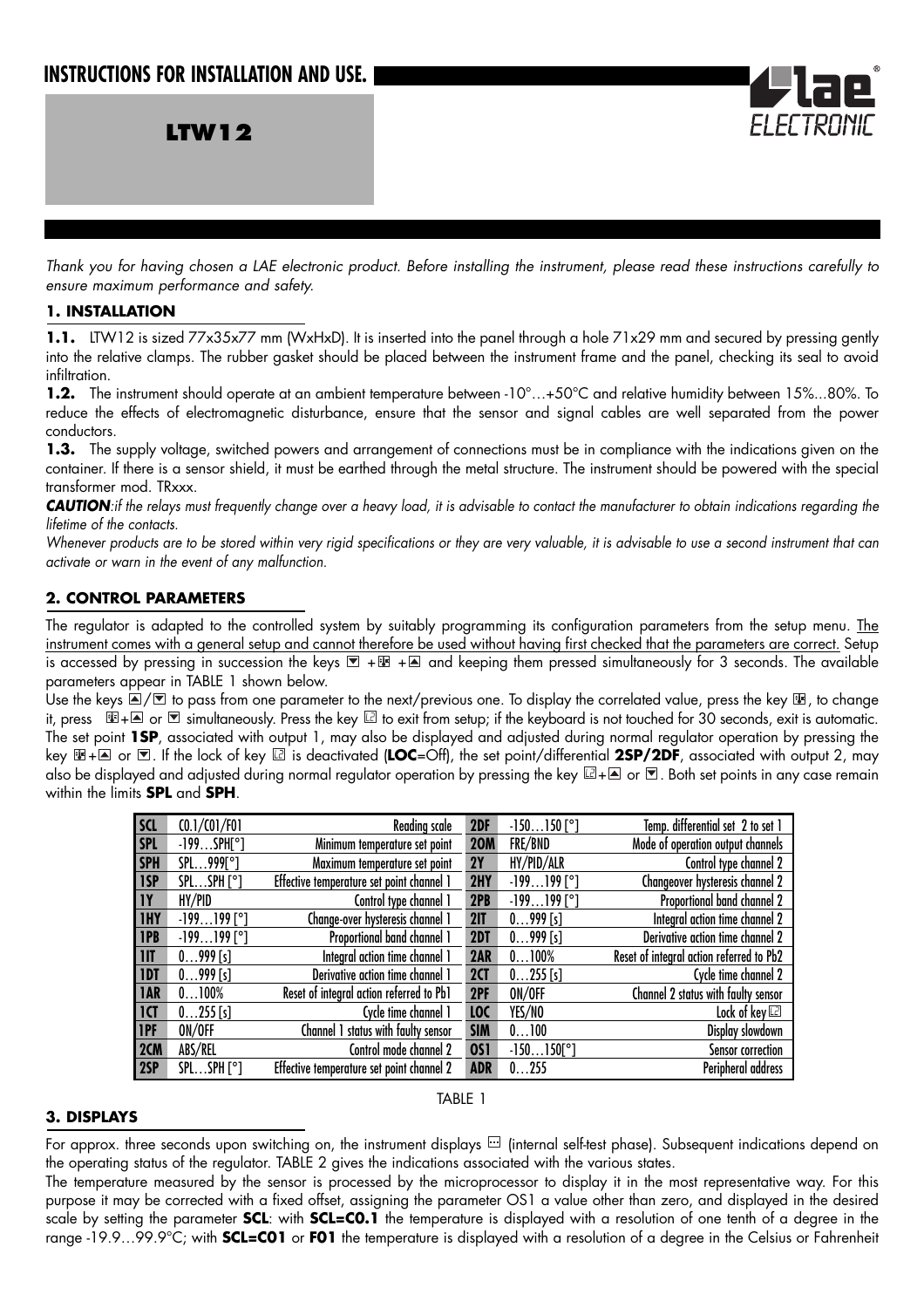# INSTRUCTIONS FOR INSTALLATION AND USE.

## LTW12

*Thank you for having chosen a LAE electronic product. Before installing the instrument, please read these instructions carefully to ensure maximum performance and safety.*

### 1. INSTALLATION

**1.1.** LTW12 is sized 77x35x77 mm (WxHxD). It is inserted into the panel through a hole 71x29 mm and secured by pressing gently into the relative clamps. The rubber gasket should be placed between the instrument frame and the panel, checking its seal to avoid infiltration.

**1.2.** The instrument should operate at an ambient temperature between -10°…+50°C and relative humidity between 15%...80%. To reduce the effects of electromagnetic disturbance, ensure that the sensor and signal cables are well separated from the power conductors.

**1.3.** The supply voltage, switched powers and arrangement of connections must be in compliance with the indications given on the container. If there is a sensor shield, it must be earthed through the metal structure. The instrument should be powered with the special transformer mod. TRxxx.

***CAUTION****:if the relays must frequently change over a heavy load, it is advisable to contact the manufacturer to obtain indications regarding the lifetime of the contacts.*

*Whenever products are to be stored within very rigid specifications or they are very valuable, it is advisable to use a second instrument that can activate or warn in the event of any malfunction.*

### 2. CONTROL PARAMETERS

The regulator is adapted to the controlled system by suitably programming its configuration parameters from the setup menu. The instrument comes with a general setup and cannot therefore be used without having first checked that the parameters are correct. Setup is accessed by pressing in succession the keys ▼ + ⊞ + ▲ and keeping them pressed simultaneously for 3 seconds. The available parameters appear in TABLE 1 shown below.

Use the keys ▲/▼ to pass from one parameter to the next/previous one. To display the correlated value, press the key ⊞, to change it, press ⊞+▲ or ▼ simultaneously. Press the key ⊡ to exit from setup; if the keyboard is not touched for 30 seconds, exit is automatic. The set point **1SP**, associated with output 1, may also be displayed and adjusted during normal regulator operation by pressing the key ⊞+▲ or ▼. If the lock of key ⊡ is deactivated (**LOC**=Off), the set point/differential **2SP/2DF**, associated with output 2, may also be displayed and adjusted during normal regulator operation by pressing the key ⊡+▲ or ▼. Both set points in any case remain within the limits **SPL** and **SPH**.

| | | | | | |
|---|---|---|---|---|---|
| SCL | C0.1/C01/F01 | Reading scale | 2DF | -150…150 [°] | Temp. differential set 2 to set 1 |
| SPL | -199…SPH[°] | Minimum temperature set point | 2OM | FRE/BND | Mode of operation output channels |
| SPH | SPL…999[°] | Maximum temperature set point | 2Y | HY/PID/ALR | Control type channel 2 |
| 1SP | SPL…SPH [°] | Effective temperature set point channel 1 | 2HY | -199…199 [°] | Changeover hysteresis channel 2 |
| 1Y | HY/PID | Control type channel 1 | 2PB | -199…199 [°] | Proportional band channel 2 |
| 1HY | -199…199 [°] | Change-over hysteresis channel 1 | 2IT | 0…999 [s] | Integral action time channel 2 |
| 1PB | -199…199 [°] | Proportional band channel 1 | 2DT | 0…999 [s] | Derivative action time channel 2 |
| 1IT | 0…999 [s] | Integral action time channel 1 | 2AR | 0…100% | Reset of integral action referred to Pb2 |
| 1DT | 0…999 [s] | Derivative action time channel 1 | 2CT | 0…255 [s] | Cycle time channel 2 |
| 1AR | 0…100% | Reset of integral action referred to Pb1 | 2PF | ON/OFF | Channel 2 status with faulty sensor |
| 1CT | 0…255 [s] | Cycle time channel 1 | LOC | YES/NO | Lock of key ⊡ |
| 1PF | ON/OFF | Channel 1 status with faulty sensor | SIM | 0…100 | Display slowdown |
| 2CM | ABS/REL | Control mode channel 2 | OS1 | -150…150[°] | Sensor correction |
| 2SP | SPL…SPH [°] | Effective temperature set point channel 2 | ADR | 0…255 | Peripheral address |

TABLE 1

### 3. DISPLAYS

For approx. three seconds upon switching on, the instrument displays ⊡ (internal self-test phase). Subsequent indications depend on the operating status of the regulator. TABLE 2 gives the indications associated with the various states.

The temperature measured by the sensor is processed by the microprocessor to display it in the most representative way. For this purpose it may be corrected with a fixed offset, assigning the parameter OS1 a value other than zero, and displayed in the desired scale by setting the parameter **SCL**: with **SCL=C0.1** the temperature is displayed with a resolution of one tenth of a degree in the range -19.9…99.9°C; with **SCL=C01** or **F01** the temperature is displayed with a resolution of a degree in the Celsius or Fahrenheit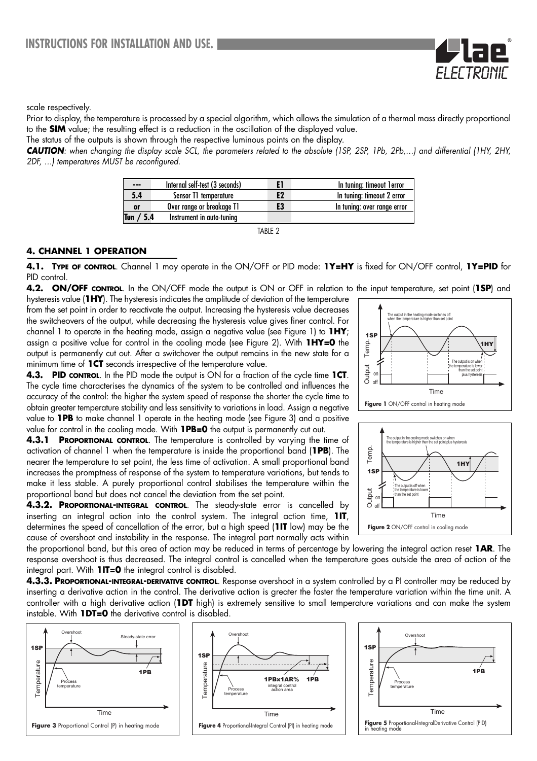scale respectively.

Prior to display, the temperature is processed by a special algorithm, which allows the simulation of a thermal mass directly proportional to the **SIM** value; the resulting effect is a reduction in the oscillation of the displayed value.

The status of the outputs is shown through the respective luminous points on the display.

***CAUTION****: when changing the display scale SCL, the parameters related to the absolute (1SP, 2SP, 1Pb, 2Pb,...) and differential (1HY, 2HY, 2DF, ...) temperatures MUST be reconfigured.*

| --- | Internal self-test (3 seconds) | E1 | In tuning: timeout 1error |
|---|---|---|---|
| 5.4 | Sensor T1 temperature | E2 | In tuning: timeout 2 error |
| or | Over range or breakage T1 | E3 | In tuning: over range error |
| Tun / 5.4 | Instrument in auto-tuning | | |

TABLE 2

## 4. CHANNEL 1 OPERATION

**4.1. Type of control**. Channel 1 may operate in the ON/OFF or PID mode: **1Y=HY** is fixed for ON/OFF control, **1Y=PID** for PID control.

**4.2. ON/OFF control**. In the ON/OFF mode the output is ON or OFF in relation to the input temperature, set point (**1SP**) and hysteresis value (**1HY**). The hysteresis indicates the amplitude of deviation of the temperature from the set point in order to reactivate the output. Increasing the hysteresis value decreases the switcheovers of the output, while decreasing the hysteresis value gives finer control. For channel 1 to operate in the heating mode, assign a negative value (see Figure 1) to **1HY**; assign a positive value for control in the cooling mode (see Figure 2). With **1HY=0** the output is permanently cut out. After a switchover the output remains in the new state for a minimum time of **1CT** seconds irrespective of the temperature value.

**Figure 1** ON/OFF control in heating mode

**Figure 2** ON/OFF control in cooling mode

**4.3. PID control**. In the PID mode the output is ON for a fraction of the cycle time **1CT**. The cycle time characterises the dynamics of the system to be controlled and influences the accuracy of the control: the higher the system speed of response the shorter the cycle time to obtain greater temperature stability and less sensitivity to variations in load. Assign a negative value to **1PB** to make channel 1 operate in the heating mode (see Figure 3) and a positive value for control in the cooling mode. With **1PB=0** the output is permanently cut out.

**4.3.1 Proportional control**. The temperature is controlled by varying the time of activation of channel 1 when the temperature is inside the proportional band (**1PB**). The nearer the temperature to set point, the less time of activation. A small proportional band increases the promptness of response of the system to temperature variations, but tends to make it less stable. A purely proportional control stabilises the temperature within the proportional band but does not cancel the deviation from the set point.

**4.3.2. Proportional-integral control**. The steady-state error is cancelled by inserting an integral action into the control system. The integral action time, **1IT**, determines the speed of cancellation of the error, but a high speed (**1IT** low) may be the cause of overshoot and instability in the response. The integral part normally acts within the proportional band, but this area of action may be reduced in terms of percentage by lowering the integral action reset **1AR**. The response overshoot is thus decreased. The integral control is cancelled when the temperature goes outside the area of action of the integral part. With **1IT=0** the integral control is disabled.

**4.3.3. Proportional-integral-derivative control**. Response overshoot in a system controlled by a PI controller may be reduced by inserting a derivative action in the control. The derivative action is greater the faster the temperature variation within the time unit. A controller with a high derivative action (**1DT** high) is extremely sensitive to small temperature variations and can make the system instable. With **1DT=0** the derivative control is disabled.

**Figure 3** Proportional Control (P) in heating mode

**Figure 4** Proportional-Integral Control (PI) in heating mode

**Figure 5** Proportional-IntegralDerivative Control (PID) in heating mode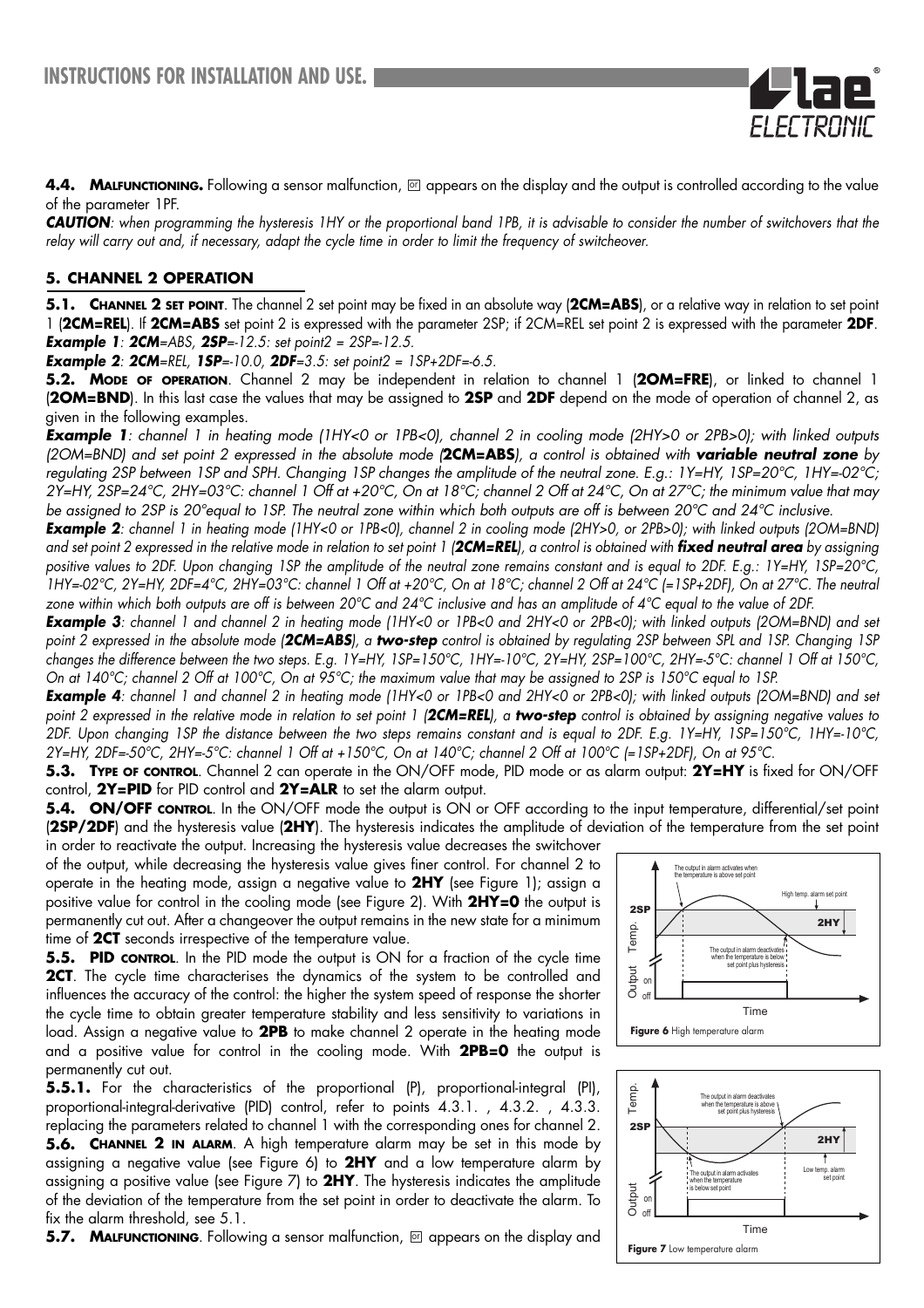**4.4. MALFUNCTIONING.** Following a sensor malfunction, or appears on the display and the output is controlled according to the value of the parameter 1PF.

***CAUTION****: when programming the hysteresis 1HY or the proportional band 1PB, it is advisable to consider the number of switchovers that the relay will carry out and, if necessary, adapt the cycle time in order to limit the frequency of switcheover.*

## 5. CHANNEL 2 OPERATION

**5.1. CHANNEL 2 SET POINT**. The channel 2 set point may be fixed in an absolute way (**2CM=ABS**), or a relative way in relation to set point 1 (**2CM=REL**). If **2CM=ABS** set point 2 is expressed with the parameter 2SP; if 2CM=REL set point 2 is expressed with the parameter **2DF**.
***Example 1****: **2CM**=ABS, **2SP**=-12.5: set point2 = 2SP=-12.5.*
***Example 2****: **2CM**=REL, **1SP**=-10.0, **2DF**=3.5: set point2 = 1SP+2DF=-6.5.*

**5.2. MODE OF OPERATION**. Channel 2 may be independent in relation to channel 1 (**2OM=FRE**), or linked to channel 1 (**2OM=BND**). In this last case the values that may be assigned to **2SP** and **2DF** depend on the mode of operation of channel 2, as given in the following examples.

***Example 1****: channel 1 in heating mode (1HY<0 or 1PB<0), channel 2 in cooling mode (2HY>0 or 2PB>0); with linked outputs (2OM=BND) and set point 2 expressed in the absolute mode (**2CM=ABS**), a control is obtained with **variable neutral zone** by regulating 2SP between 1SP and SPH. Changing 1SP changes the amplitude of the neutral zone. E.g.: 1Y=HY, 1SP=20°C, 1HY=-02°C; 2Y=HY, 2SP=24°C, 2HY=03°C: channel 1 Off at +20°C, On at 18°C; channel 2 Off at 24°C, On at 27°C; the minimum value that may be assigned to 2SP is 20°equal to 1SP. The neutral zone within which both outputs are off is between 20°C and 24°C inclusive.*

***Example 2****: channel 1 in heating mode (1HY<0 or 1PB<0), channel 2 in cooling mode (2HY>0, or 2PB>0); with linked outputs (2OM=BND) and set point 2 expressed in the relative mode in relation to set point 1 (**2CM=REL**), a control is obtained with **fixed neutral area** by assigning positive values to 2DF. Upon changing 1SP the amplitude of the neutral zone remains constant and is equal to 2DF. E.g.: 1Y=HY, 1SP=20°C, 1HY=-02°C, 2Y=HY, 2DF=4°C, 2HY=03°C: channel 1 Off at +20°C, On at 18°C; channel 2 Off at 24°C (=1SP+2DF), On at 27°C. The neutral zone within which both outputs are off is between 20°C and 24°C inclusive and has an amplitude of 4°C equal to the value of 2DF.*

***Example 3****: channel 1 and channel 2 in heating mode (1HY<0 or 1PB<0 and 2HY<0 or 2PB<0); with linked outputs (2OM=BND) and set point 2 expressed in the absolute mode (**2CM=ABS**), a **two-step** control is obtained by regulating 2SP between SPL and 1SP. Changing 1SP changes the difference between the two steps. E.g. 1Y=HY, 1SP=150°C, 1HY=-10°C, 2Y=HY, 2SP=100°C, 2HY=-5°C: channel 1 Off at 150°C, On at 140°C; channel 2 Off at 100°C, On at 95°C; the maximum value that may be assigned to 2SP is 150°C equal to 1SP.*

***Example 4****: channel 1 and channel 2 in heating mode (1HY<0 or 1PB<0 and 2HY<0 or 2PB<0); with linked outputs (2OM=BND) and set point 2 expressed in the relative mode in relation to set point 1 (**2CM=REL**), a **two-step** control is obtained by assigning negative values to 2DF. Upon changing 1SP the distance between the two steps remains constant and is equal to 2DF. E.g. 1Y=HY, 1SP=150°C, 1HY=-10°C, 2Y=HY, 2DF=-50°C, 2HY=-5°C: channel 1 Off at +150°C, On at 140°C; channel 2 Off at 100°C (=1SP+2DF), On at 95°C.*

**5.3. TYPE OF CONTROL**. Channel 2 can operate in the ON/OFF mode, PID mode or as alarm output: **2Y=HY** is fixed for ON/OFF control, **2Y=PID** for PID control and **2Y=ALR** to set the alarm output.

**5.4. ON/OFF CONTROL**. In the ON/OFF mode the output is ON or OFF according to the input temperature, differential/set point (**2SP/2DF**) and the hysteresis value (**2HY**). The hysteresis indicates the amplitude of deviation of the temperature from the set point in order to reactivate the output. Increasing the hysteresis value decreases the switchover of the output, while decreasing the hysteresis value gives finer control. For channel 2 to operate in the heating mode, assign a negative value to **2HY** (see Figure 1); assign a positive value for control in the cooling mode (see Figure 2). With **2HY=0** the output is permanently cut out. After a changeover the output remains in the new state for a minimum time of **2CT** seconds irrespective of the temperature value.

**5.5. PID CONTROL**. In the PID mode the output is ON for a fraction of the cycle time **2CT**. The cycle time characterises the dynamics of the system to be controlled and influences the accuracy of the control: the higher the system speed of response the shorter the cycle time to obtain greater temperature stability and less sensitivity to variations in load. Assign a negative value to **2PB** to make channel 2 operate in the heating mode and a positive value for control in the cooling mode. With **2PB=0** the output is permanently cut out.

**5.5.1.** For the characteristics of the proportional (P), proportional-integral (PI), proportional-integral-derivative (PID) control, refer to points 4.3.1. , 4.3.2. , 4.3.3. replacing the parameters related to channel 1 with the corresponding ones for channel 2.

**5.6. CHANNEL 2 IN ALARM**. A high temperature alarm may be set in this mode by assigning a negative value (see Figure 6) to **2HY** and a low temperature alarm by assigning a positive value (see Figure 7) to **2HY**. The hysteresis indicates the amplitude of the deviation of the temperature from the set point in order to deactivate the alarm. To fix the alarm threshold, see 5.1.

**5.7. MALFUNCTIONING**. Following a sensor malfunction, or appears on the display and

**Figure 6** High temperature alarm

**Figure 7** Low temperature alarm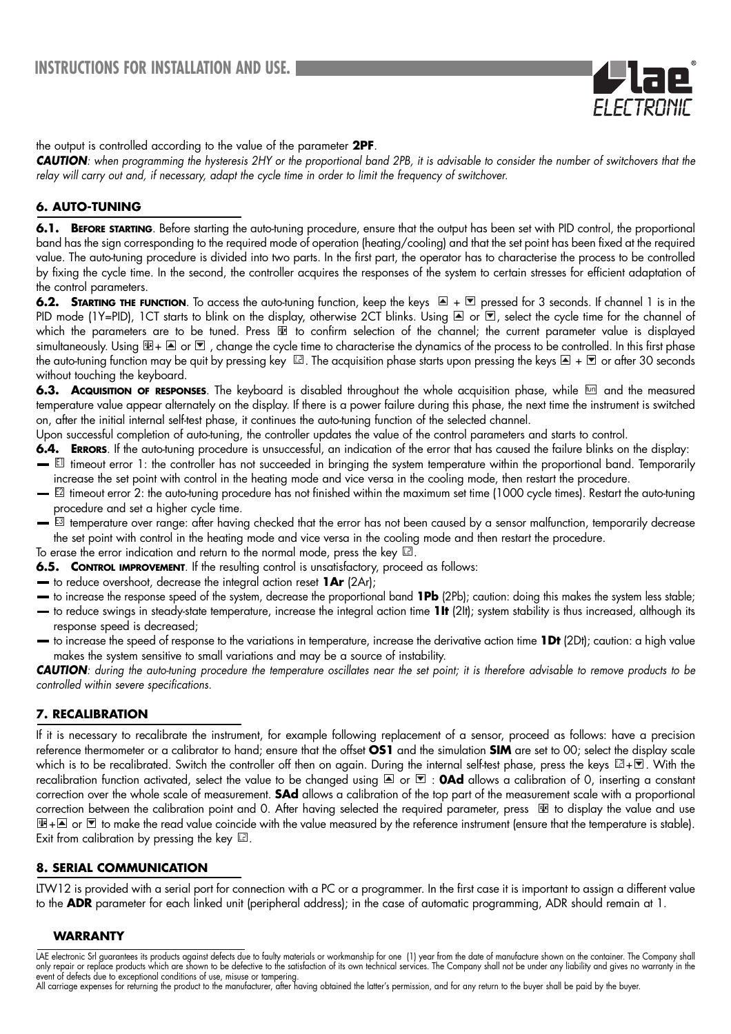the output is controlled according to the value of the parameter **2PF**.

***CAUTION**: when programming the hysteresis 2HY or the proportional band 2PB, it is advisable to consider the number of switchovers that the relay will carry out and, if necessary, adapt the cycle time in order to limit the frequency of switchover.*

## 6. AUTO-TUNING

**6.1. BEFORE STARTING**. Before starting the auto-tuning procedure, ensure that the output has been set with PID control, the proportional band has the sign corresponding to the required mode of operation (heating/cooling) and that the set point has been fixed at the required value. The auto-tuning procedure is divided into two parts. In the first part, the operator has to characterise the process to be controlled by fixing the cycle time. In the second, the controller acquires the responses of the system to certain stresses for efficient adaptation of the control parameters.

**6.2. STARTING THE FUNCTION**. To access the auto-tuning function, keep the keys ▲ + ▼ pressed for 3 seconds. If channel 1 is in the PID mode (1Y=PID), 1CT starts to blink on the display, otherwise 2CT blinks. Using ▲ or ▼, select the cycle time for the channel of which the parameters are to be tuned. Press ⊞ to confirm selection of the channel; the current parameter value is displayed simultaneously. Using ⊞+ ▲ or ▼ , change the cycle time to characterise the dynamics of the process to be controlled. In this first phase the auto-tuning function may be quit by pressing key ⊡. The acquisition phase starts upon pressing the keys ▲ + ▼ or after 30 seconds without touching the keyboard.

**6.3. ACQUISITION OF RESPONSES**. The keyboard is disabled throughout the whole acquisition phase, while tun and the measured temperature value appear alternately on the display. If there is a power failure during this phase, the next time the instrument is switched on, after the initial internal self-test phase, it continues the auto-tuning function of the selected channel.

Upon successful completion of auto-tuning, the controller updates the value of the control parameters and starts to control.

**6.4. ERRORS**. If the auto-tuning procedure is unsuccessful, an indication of the error that has caused the failure blinks on the display:

- E1 timeout error 1: the controller has not succeeded in bringing the system temperature within the proportional band. Temporarily increase the set point with control in the heating mode and vice versa in the cooling mode, then restart the procedure.
- E2 timeout error 2: the auto-tuning procedure has not finished within the maximum set time (1000 cycle times). Restart the auto-tuning procedure and set a higher cycle time.
- E3 temperature over range: after having checked that the error has not been caused by a sensor malfunction, temporarily decrease the set point with control in the heating mode and vice versa in the cooling mode and then restart the procedure.

To erase the error indication and return to the normal mode, press the key ⊡.

**6.5. CONTROL IMPROVEMENT**. If the resulting control is unsatisfactory, proceed as follows:

- to reduce overshoot, decrease the integral action reset **1Ar** (2Ar);
- to increase the response speed of the system, decrease the proportional band **1Pb** (2Pb); caution: doing this makes the system less stable;
- to reduce swings in steady-state temperature, increase the integral action time **1It** (2It); system stability is thus increased, although its response speed is decreased;
- to increase the speed of response to the variations in temperature, increase the derivative action time **1Dt** (2Dt); caution: a high value makes the system sensitive to small variations and may be a source of instability.

***CAUTION**: during the auto-tuning procedure the temperature oscillates near the set point; it is therefore advisable to remove products to be controlled within severe specifications.*

## 7. RECALIBRATION

If it is necessary to recalibrate the instrument, for example following replacement of a sensor, proceed as follows: have a precision reference thermometer or a calibrator to hand; ensure that the offset **OS1** and the simulation **SIM** are set to 00; select the display scale which is to be recalibrated. Switch the controller off then on again. During the internal self-test phase, press the keys ⊡+▼. With the recalibration function activated, select the value to be changed using ▲ or ▼ : **0Ad** allows a calibration of 0, inserting a constant correction over the whole scale of measurement. **SAd** allows a calibration of the top part of the measurement scale with a proportional correction between the calibration point and 0. After having selected the required parameter, press ⊞ to display the value and use ⊞+▲ or ▼ to make the read value coincide with the value measured by the reference instrument (ensure that the temperature is stable). Exit from calibration by pressing the key ⊡.

## 8. SERIAL COMMUNICATION

LTW12 is provided with a serial port for connection with a PC or a programmer. In the first case it is important to assign a different value to the **ADR** parameter for each linked unit (peripheral address); in the case of automatic programming, ADR should remain at 1.

## WARRANTY

LAE electronic Srl guarantees its products against defects due to faulty materials or workmanship for one (1) year from the date of manufacture shown on the container. The Company shall only repair or replace products which are shown to be defective to the satisfaction of its own technical services. The Company shall not be under any liability and gives no warranty in the event of defects due to exceptional conditions of use, misuse or tampering.
All carriage expenses for returning the product to the manufacturer, after having obtained the latter's permission, and for any return to the buyer shall be paid by the buyer.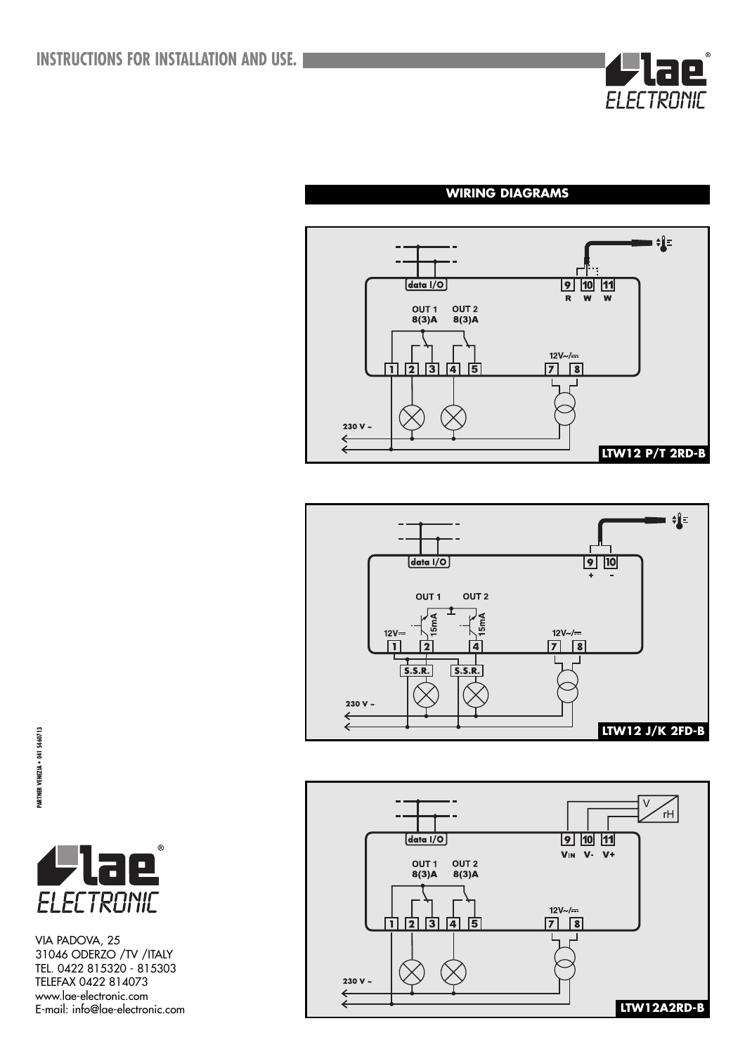## WIRING DIAGRAMS

data I/O

9 10 11

R W W

OUT 1 8(3)A

OUT 2 8(3)A

12V~/⎓

1 2 3 4 5 7 8

230 V ~

LTW12 P/T 2RD-B

data I/O

9 10

\+ -

OUT 1

OUT 2

15mA

15mA

12V⎓

12V~/⎓

1 2 4 7 8

S.S.R.

S.S.R.

230 V ~

LTW12 J/K 2FD-B

V

rH

data I/O

9 10 11

VIN V- V+

OUT 1 8(3)A

OUT 2 8(3)A

12V~/⎓

1 2 3 4 5 7 8

230 V ~

LTW12A2RD-B

VIA PADOVA, 25
31046 ODERZO /TV /ITALY
TEL. 0422 815320 - 815303
TELEFAX 0422 814073
www.lae-electronic.com
E-mail: info@lae-electronic.com